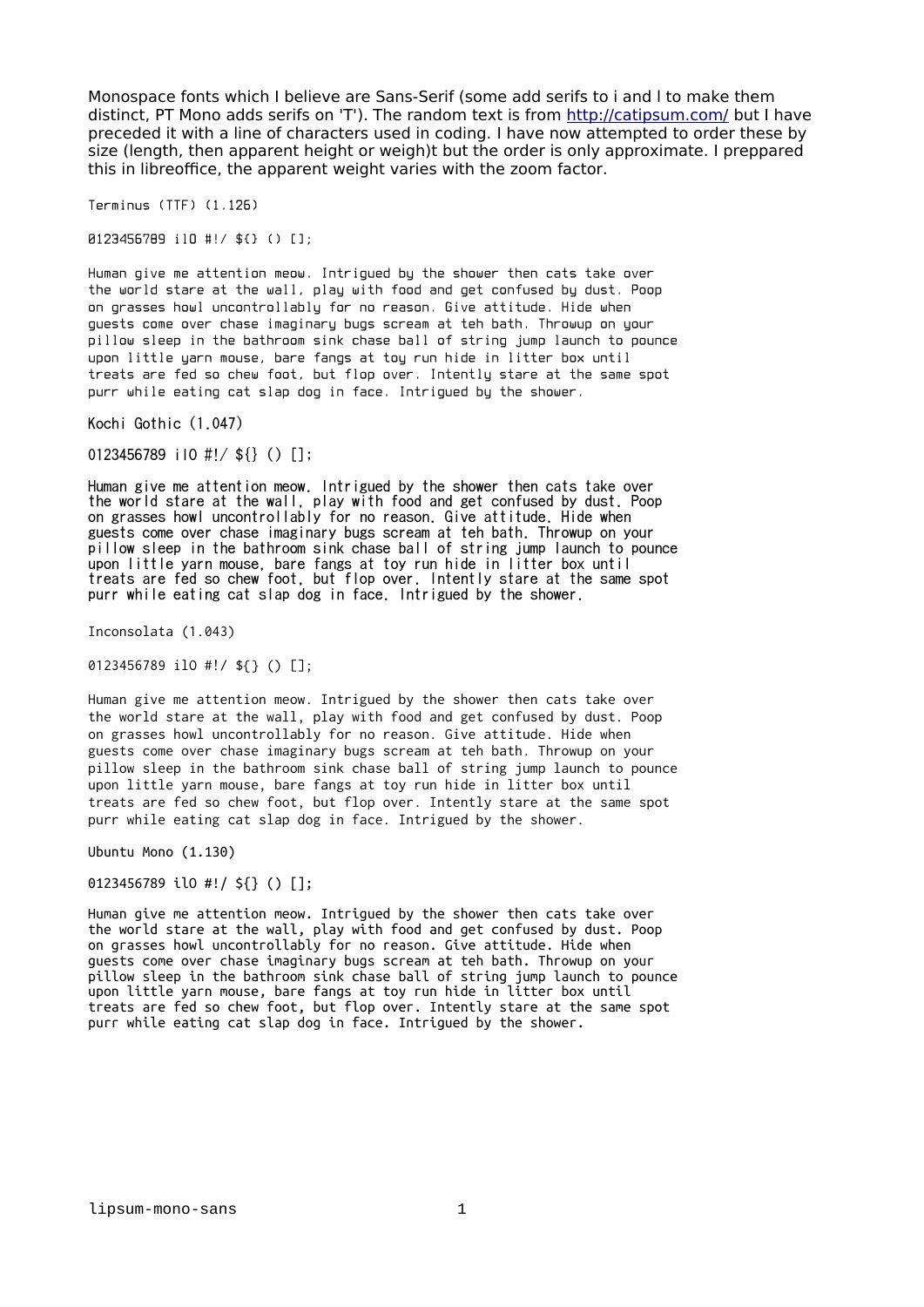Monospace fonts which I believe are Sans-Serif (some add serifs to i and l to make them distinct, PT Mono adds serifs on 'T'). The random text is from http://catipsum.com/ but I have preceded it with a line of characters used in coding. I have now attempted to order these by size (length, then apparent height or weigh)t but the order is only approximate. I preppared this in libreoffice, the apparent weight varies with the zoom factor.

Terminus (TTF) (1.126)

0123456789 ilO #!/ ${} () [];

Human give me attention meow. Intrigued by the shower then cats take over the world stare at the wall, play with food and get confused by dust. Poop on grasses howl uncontrollably for no reason. Give attitude. Hide when guests come over chase imaginary bugs scream at teh bath. Throwup on your pillow sleep in the bathroom sink chase ball of string jump launch to pounce upon little yarn mouse, bare fangs at toy run hide in litter box until treats are fed so chew foot, but flop over. Intently stare at the same spot purr while eating cat slap dog in face. Intrigued by the shower.

Kochi Gothic (1.047)

0123456789 ilO #!/ ${} () [];

Human give me attention meow. Intrigued by the shower then cats take over the world stare at the wall, play with food and get confused by dust. Poop on grasses howl uncontrollably for no reason. Give attitude. Hide when guests come over chase imaginary bugs scream at teh bath. Throwup on your pillow sleep in the bathroom sink chase ball of string jump launch to pounce upon little yarn mouse, bare fangs at toy run hide in litter box until treats are fed so chew foot, but flop over. Intently stare at the same spot purr while eating cat slap dog in face. Intrigued by the shower.

Inconsolata (1.043)

0123456789 ilO #!/ ${} () [];

Human give me attention meow. Intrigued by the shower then cats take over the world stare at the wall, play with food and get confused by dust. Poop on grasses howl uncontrollably for no reason. Give attitude. Hide when guests come over chase imaginary bugs scream at teh bath. Throwup on your pillow sleep in the bathroom sink chase ball of string jump launch to pounce upon little yarn mouse, bare fangs at toy run hide in litter box until treats are fed so chew foot, but flop over. Intently stare at the same spot purr while eating cat slap dog in face. Intrigued by the shower.

Ubuntu Mono (1.130)

0123456789 ilO #!/ ${} () [];

Human give me attention meow. Intrigued by the shower then cats take over the world stare at the wall, play with food and get confused by dust. Poop on grasses howl uncontrollably for no reason. Give attitude. Hide when guests come over chase imaginary bugs scream at teh bath. Throwup on your pillow sleep in the bathroom sink chase ball of string jump launch to pounce upon little yarn mouse, bare fangs at toy run hide in litter box until treats are fed so chew foot, but flop over. Intently stare at the same spot purr while eating cat slap dog in face. Intrigued by the shower.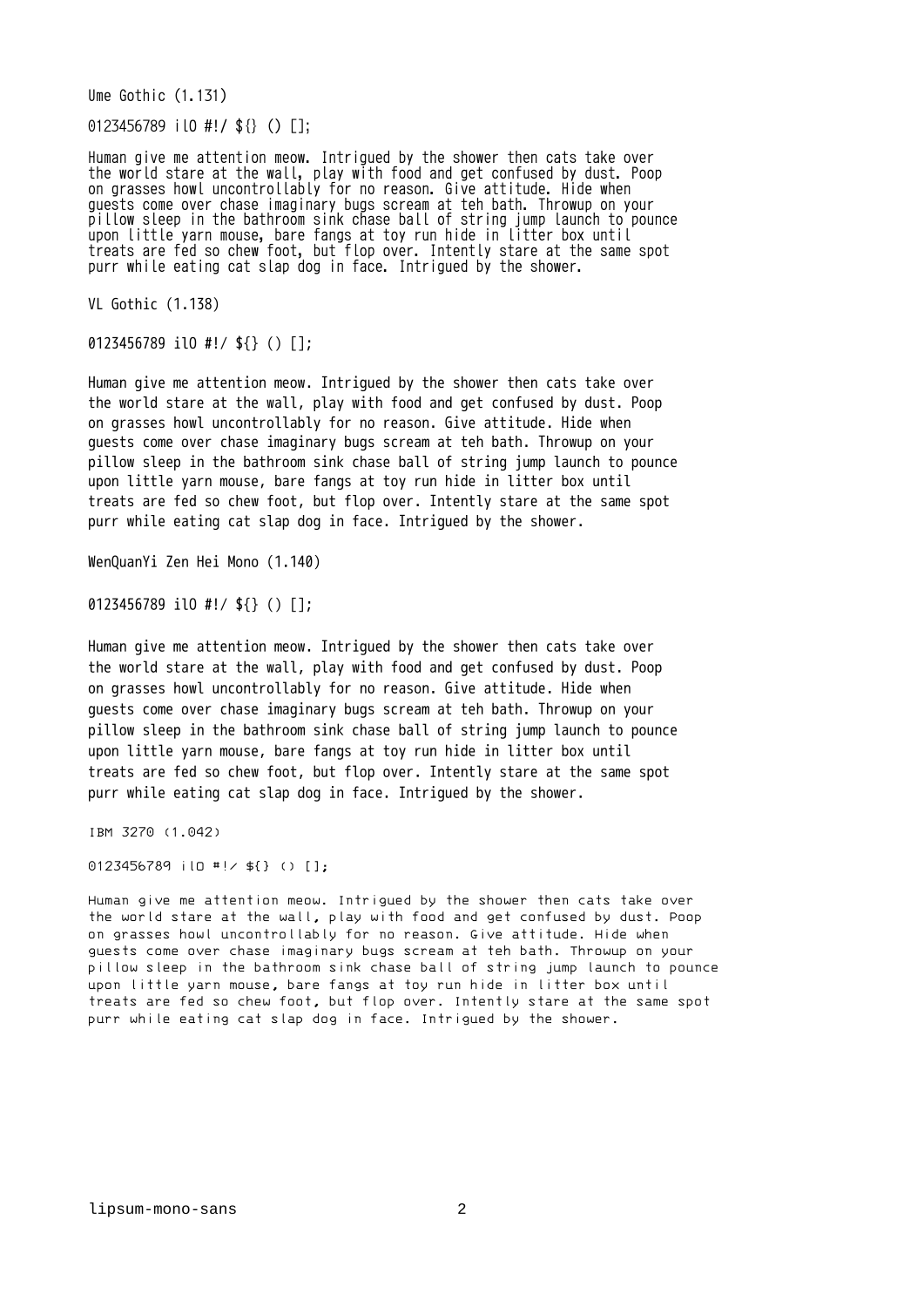Ume Gothic (1.131)

0123456789 ilO #!/ ${} () [];

Human give me attention meow. Intrigued by the shower then cats take over the world stare at the wall, play with food and get confused by dust. Poop on grasses howl uncontrollably for no reason. Give attitude. Hide when guests come over chase imaginary bugs scream at teh bath. Throwup on your pillow sleep in the bathroom sink chase ball of string jump launch to pounce upon little yarn mouse, bare fangs at toy run hide in litter box until treats are fed so chew foot, but flop over. Intently stare at the same spot purr while eating cat slap dog in face. Intrigued by the shower.

VL Gothic (1.138)

0123456789 ilO #!/ ${} () [];

Human give me attention meow. Intrigued by the shower then cats take over the world stare at the wall, play with food and get confused by dust. Poop on grasses howl uncontrollably for no reason. Give attitude. Hide when guests come over chase imaginary bugs scream at teh bath. Throwup on your pillow sleep in the bathroom sink chase ball of string jump launch to pounce upon little yarn mouse, bare fangs at toy run hide in litter box until treats are fed so chew foot, but flop over. Intently stare at the same spot purr while eating cat slap dog in face. Intrigued by the shower.

WenQuanYi Zen Hei Mono (1.140)

0123456789 ilO #!/ ${} () [];

Human give me attention meow. Intrigued by the shower then cats take over the world stare at the wall, play with food and get confused by dust. Poop on grasses howl uncontrollably for no reason. Give attitude. Hide when guests come over chase imaginary bugs scream at teh bath. Throwup on your pillow sleep in the bathroom sink chase ball of string jump launch to pounce upon little yarn mouse, bare fangs at toy run hide in litter box until treats are fed so chew foot, but flop over. Intently stare at the same spot purr while eating cat slap dog in face. Intrigued by the shower.

IBM 3270 (1.042)

0123456789 ilO #!/ ${} () [];

Human give me attention meow. Intrigued by the shower then cats take over the world stare at the wall, play with food and get confused by dust. Poop on grasses howl uncontrollably for no reason. Give attitude. Hide when guests come over chase imaginary bugs scream at teh bath. Throwup on your pillow sleep in the bathroom sink chase ball of string jump launch to pounce upon little yarn mouse, bare fangs at toy run hide in litter box until treats are fed so chew foot, but flop over. Intently stare at the same spot purr while eating cat slap dog in face. Intrigued by the shower.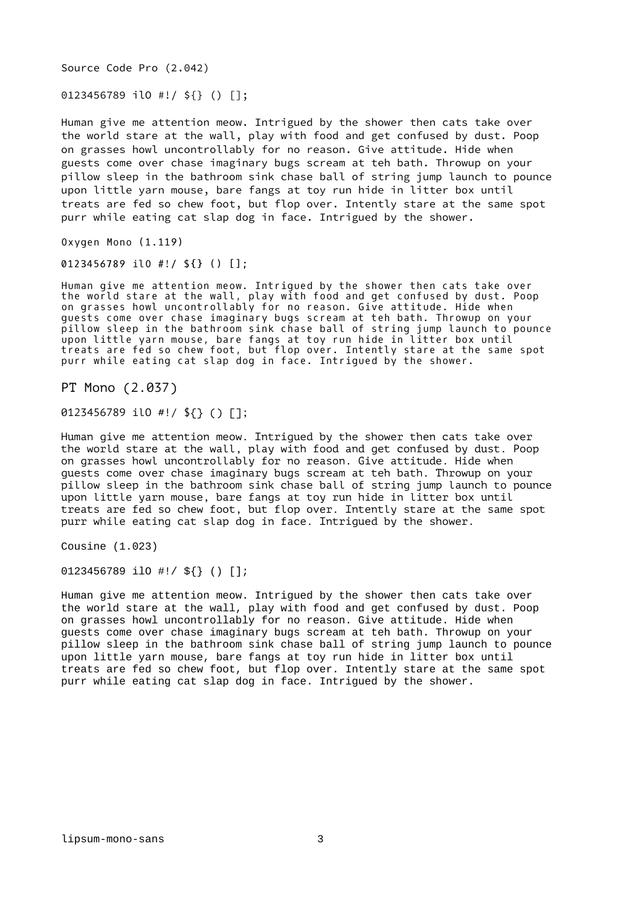Source Code Pro (2.042)

0123456789 ilO #!/ ${} () [];

Human give me attention meow. Intrigued by the shower then cats take over the world stare at the wall, play with food and get confused by dust. Poop on grasses howl uncontrollably for no reason. Give attitude. Hide when guests come over chase imaginary bugs scream at teh bath. Throwup on your pillow sleep in the bathroom sink chase ball of string jump launch to pounce upon little yarn mouse, bare fangs at toy run hide in litter box until treats are fed so chew foot, but flop over. Intently stare at the same spot purr while eating cat slap dog in face. Intrigued by the shower.

Oxygen Mono (1.119)

0123456789 ilO #!/ ${} () [];

Human give me attention meow. Intrigued by the shower then cats take over the world stare at the wall, play with food and get confused by dust. Poop on grasses howl uncontrollably for no reason. Give attitude. Hide when guests come over chase imaginary bugs scream at teh bath. Throwup on your pillow sleep in the bathroom sink chase ball of string jump launch to pounce upon little yarn mouse, bare fangs at toy run hide in litter box until treats are fed so chew foot, but flop over. Intently stare at the same spot purr while eating cat slap dog in face. Intrigued by the shower.

PT Mono (2.037)

0123456789 ilO #!/ ${} () [];

Human give me attention meow. Intrigued by the shower then cats take over the world stare at the wall, play with food and get confused by dust. Poop on grasses howl uncontrollably for no reason. Give attitude. Hide when guests come over chase imaginary bugs scream at teh bath. Throwup on your pillow sleep in the bathroom sink chase ball of string jump launch to pounce upon little yarn mouse, bare fangs at toy run hide in litter box until treats are fed so chew foot, but flop over. Intently stare at the same spot purr while eating cat slap dog in face. Intrigued by the shower.

Cousine (1.023)

0123456789 ilO #!/ ${} () [];

Human give me attention meow. Intrigued by the shower then cats take over the world stare at the wall, play with food and get confused by dust. Poop on grasses howl uncontrollably for no reason. Give attitude. Hide when guests come over chase imaginary bugs scream at teh bath. Throwup on your pillow sleep in the bathroom sink chase ball of string jump launch to pounce upon little yarn mouse, bare fangs at toy run hide in litter box until treats are fed so chew foot, but flop over. Intently stare at the same spot purr while eating cat slap dog in face. Intrigued by the shower.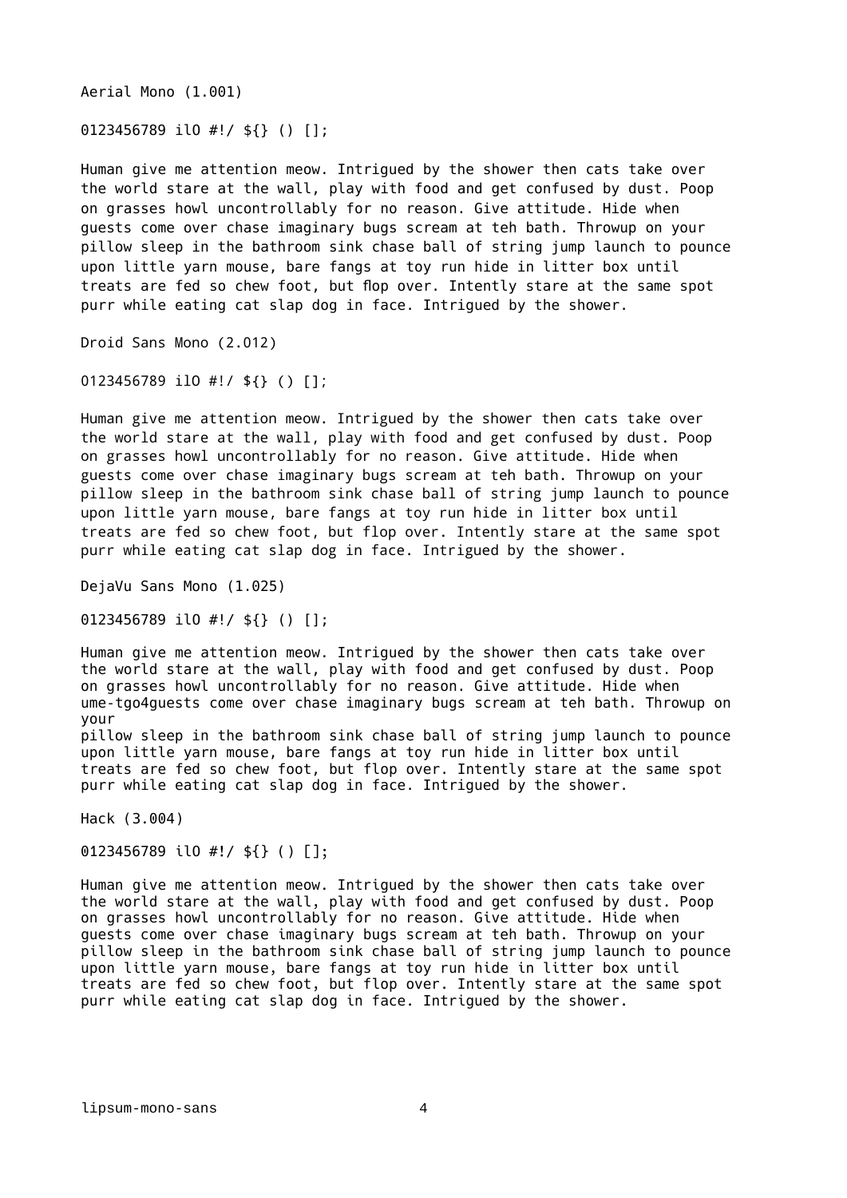Aerial Mono (1.001)

0123456789 ilO #!/ ${} () [];

Human give me attention meow. Intrigued by the shower then cats take over the world stare at the wall, play with food and get confused by dust. Poop on grasses howl uncontrollably for no reason. Give attitude. Hide when guests come over chase imaginary bugs scream at teh bath. Throwup on your pillow sleep in the bathroom sink chase ball of string jump launch to pounce upon little yarn mouse, bare fangs at toy run hide in litter box until treats are fed so chew foot, but flop over. Intently stare at the same spot purr while eating cat slap dog in face. Intrigued by the shower.

Droid Sans Mono (2.012)

0123456789 ilO #!/ ${} () [];

Human give me attention meow. Intrigued by the shower then cats take over the world stare at the wall, play with food and get confused by dust. Poop on grasses howl uncontrollably for no reason. Give attitude. Hide when guests come over chase imaginary bugs scream at teh bath. Throwup on your pillow sleep in the bathroom sink chase ball of string jump launch to pounce upon little yarn mouse, bare fangs at toy run hide in litter box until treats are fed so chew foot, but flop over. Intently stare at the same spot purr while eating cat slap dog in face. Intrigued by the shower.

DejaVu Sans Mono (1.025)

0123456789 ilO #!/ ${} () [];

Human give me attention meow. Intrigued by the shower then cats take over the world stare at the wall, play with food and get confused by dust. Poop on grasses howl uncontrollably for no reason. Give attitude. Hide when ume-tgo4guests come over chase imaginary bugs scream at teh bath. Throwup on your
pillow sleep in the bathroom sink chase ball of string jump launch to pounce upon little yarn mouse, bare fangs at toy run hide in litter box until treats are fed so chew foot, but flop over. Intently stare at the same spot purr while eating cat slap dog in face. Intrigued by the shower.

Hack (3.004)

0123456789 ilO #!/ ${} () [];

Human give me attention meow. Intrigued by the shower then cats take over the world stare at the wall, play with food and get confused by dust. Poop on grasses howl uncontrollably for no reason. Give attitude. Hide when guests come over chase imaginary bugs scream at teh bath. Throwup on your pillow sleep in the bathroom sink chase ball of string jump launch to pounce upon little yarn mouse, bare fangs at toy run hide in litter box until treats are fed so chew foot, but flop over. Intently stare at the same spot purr while eating cat slap dog in face. Intrigued by the shower.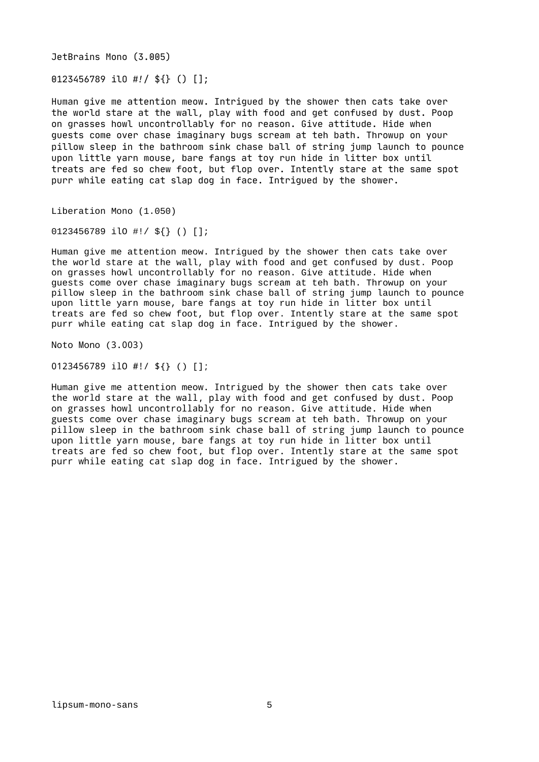JetBrains Mono (3.005)

0123456789 ilO #!/ ${} () [];

Human give me attention meow. Intrigued by the shower then cats take over the world stare at the wall, play with food and get confused by dust. Poop on grasses howl uncontrollably for no reason. Give attitude. Hide when guests come over chase imaginary bugs scream at teh bath. Throwup on your pillow sleep in the bathroom sink chase ball of string jump launch to pounce upon little yarn mouse, bare fangs at toy run hide in litter box until treats are fed so chew foot, but flop over. Intently stare at the same spot purr while eating cat slap dog in face. Intrigued by the shower.

Liberation Mono (1.050)

0123456789 ilO #!/ ${} () [];

Human give me attention meow. Intrigued by the shower then cats take over the world stare at the wall, play with food and get confused by dust. Poop on grasses howl uncontrollably for no reason. Give attitude. Hide when guests come over chase imaginary bugs scream at teh bath. Throwup on your pillow sleep in the bathroom sink chase ball of string jump launch to pounce upon little yarn mouse, bare fangs at toy run hide in litter box until treats are fed so chew foot, but flop over. Intently stare at the same spot purr while eating cat slap dog in face. Intrigued by the shower.

Noto Mono (3.003)

0123456789 ilO #!/ ${} () [];

Human give me attention meow. Intrigued by the shower then cats take over the world stare at the wall, play with food and get confused by dust. Poop on grasses howl uncontrollably for no reason. Give attitude. Hide when guests come over chase imaginary bugs scream at teh bath. Throwup on your pillow sleep in the bathroom sink chase ball of string jump launch to pounce upon little yarn mouse, bare fangs at toy run hide in litter box until treats are fed so chew foot, but flop over. Intently stare at the same spot purr while eating cat slap dog in face. Intrigued by the shower.